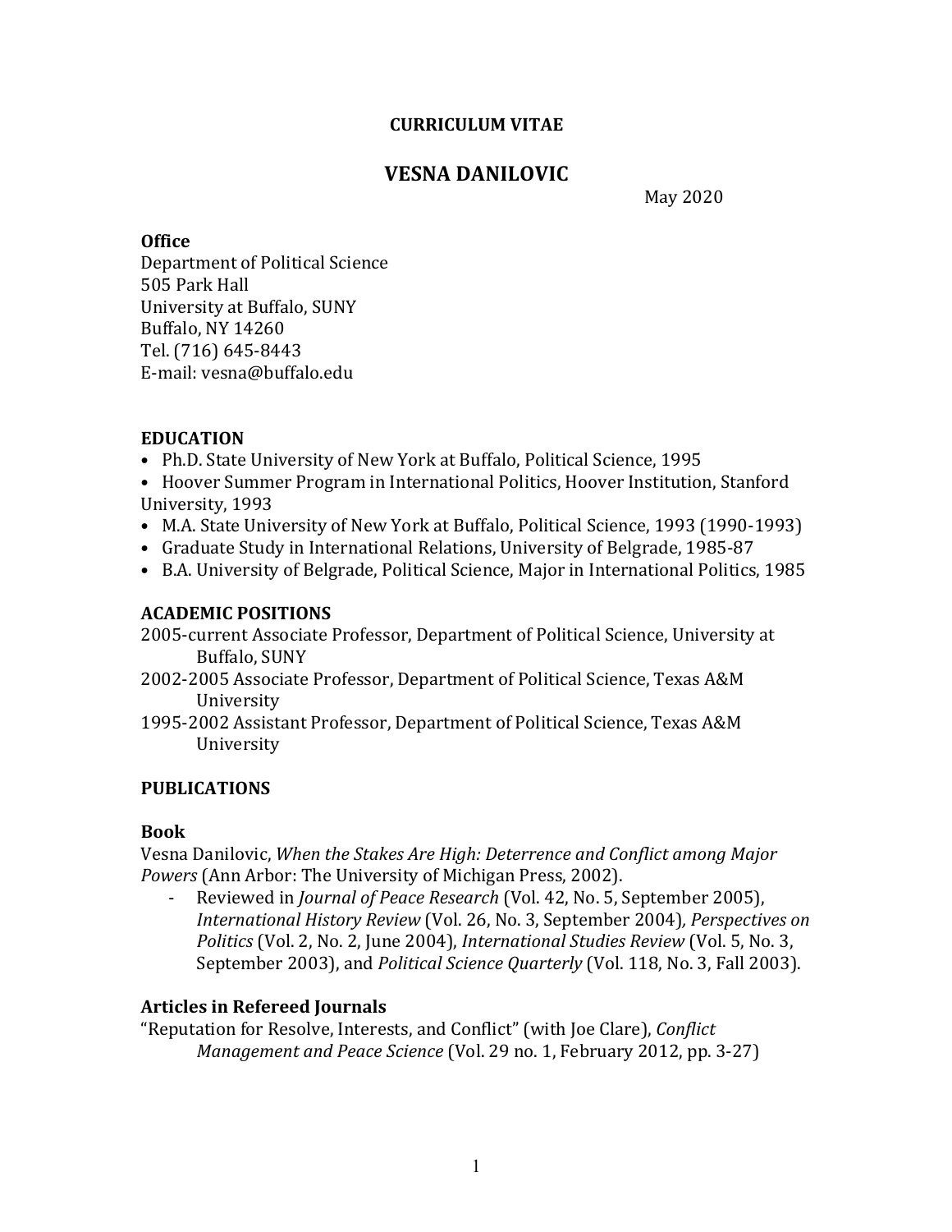**CURRICULUM VITAE**

# VESNA DANILOVIC

May 2020

**Office**
Department of Political Science
505 Park Hall
University at Buffalo, SUNY
Buffalo, NY 14260
Tel. (716) 645-8443
E-mail: vesna@buffalo.edu

## EDUCATION

- Ph.D. State University of New York at Buffalo, Political Science, 1995
- Hoover Summer Program in International Politics, Hoover Institution, Stanford University, 1993
- M.A. State University of New York at Buffalo, Political Science, 1993 (1990-1993)
- Graduate Study in International Relations, University of Belgrade, 1985-87
- B.A. University of Belgrade, Political Science, Major in International Politics, 1985

## ACADEMIC POSITIONS

2005-current Associate Professor, Department of Political Science, University at Buffalo, SUNY

2002-2005 Associate Professor, Department of Political Science, Texas A&M University

1995-2002 Assistant Professor, Department of Political Science, Texas A&M University

## PUBLICATIONS

### Book

Vesna Danilovic, *When the Stakes Are High: Deterrence and Conflict among Major Powers* (Ann Arbor: The University of Michigan Press, 2002).

- Reviewed in *Journal of Peace Research* (Vol. 42, No. 5, September 2005), *International History Review* (Vol. 26, No. 3, September 2004), *Perspectives on Politics* (Vol. 2, No. 2, June 2004), *International Studies Review* (Vol. 5, No. 3, September 2003), and *Political Science Quarterly* (Vol. 118, No. 3, Fall 2003).

### Articles in Refereed Journals

"Reputation for Resolve, Interests, and Conflict" (with Joe Clare), *Conflict Management and Peace Science* (Vol. 29 no. 1, February 2012, pp. 3-27)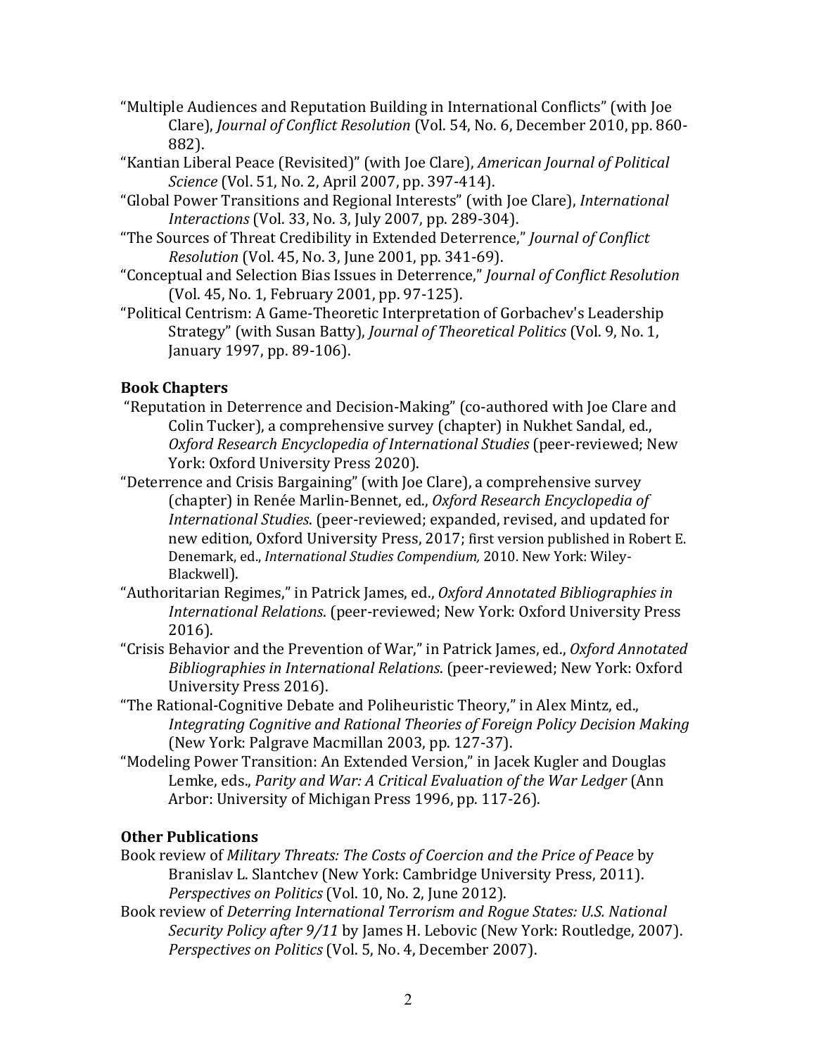"Multiple Audiences and Reputation Building in International Conflicts" (with Joe Clare), *Journal of Conflict Resolution* (Vol. 54, No. 6, December 2010, pp. 860-882).

"Kantian Liberal Peace (Revisited)" (with Joe Clare), *American Journal of Political Science* (Vol. 51, No. 2, April 2007, pp. 397-414).

"Global Power Transitions and Regional Interests" (with Joe Clare), *International Interactions* (Vol. 33, No. 3, July 2007, pp. 289-304).

"The Sources of Threat Credibility in Extended Deterrence," *Journal of Conflict Resolution* (Vol. 45, No. 3, June 2001, pp. 341-69).

"Conceptual and Selection Bias Issues in Deterrence," *Journal of Conflict Resolution* (Vol. 45, No. 1, February 2001, pp. 97-125).

"Political Centrism: A Game-Theoretic Interpretation of Gorbachev's Leadership Strategy" (with Susan Batty), *Journal of Theoretical Politics* (Vol. 9, No. 1, January 1997, pp. 89-106).

**Book Chapters**

"Reputation in Deterrence and Decision-Making" (co-authored with Joe Clare and Colin Tucker), a comprehensive survey (chapter) in Nukhet Sandal, ed., *Oxford Research Encyclopedia of International Studies* (peer-reviewed; New York: Oxford University Press 2020).

"Deterrence and Crisis Bargaining" (with Joe Clare), a comprehensive survey (chapter) in Renée Marlin-Bennet, ed., *Oxford Research Encyclopedia of International Studies*. (peer-reviewed; expanded, revised, and updated for new edition, Oxford University Press, 2017; first version published in Robert E. Denemark, ed., *International Studies Compendium,* 2010. New York: Wiley-Blackwell).

"Authoritarian Regimes," in Patrick James, ed., *Oxford Annotated Bibliographies in International Relations*. (peer-reviewed; New York: Oxford University Press 2016).

"Crisis Behavior and the Prevention of War," in Patrick James, ed., *Oxford Annotated Bibliographies in International Relations*. (peer-reviewed; New York: Oxford University Press 2016).

"The Rational-Cognitive Debate and Poliheuristic Theory," in Alex Mintz, ed., *Integrating Cognitive and Rational Theories of Foreign Policy Decision Making* (New York: Palgrave Macmillan 2003, pp. 127-37).

"Modeling Power Transition: An Extended Version," in Jacek Kugler and Douglas Lemke, eds., *Parity and War: A Critical Evaluation of the War Ledger* (Ann Arbor: University of Michigan Press 1996, pp. 117-26).

**Other Publications**

Book review of *Military Threats: The Costs of Coercion and the Price of Peace* by Branislav L. Slantchev (New York: Cambridge University Press, 2011). *Perspectives on Politics* (Vol. 10, No. 2, June 2012).

Book review of *Deterring International Terrorism and Rogue States: U.S. National Security Policy after 9/11* by James H. Lebovic (New York: Routledge, 2007). *Perspectives on Politics* (Vol. 5, No. 4, December 2007).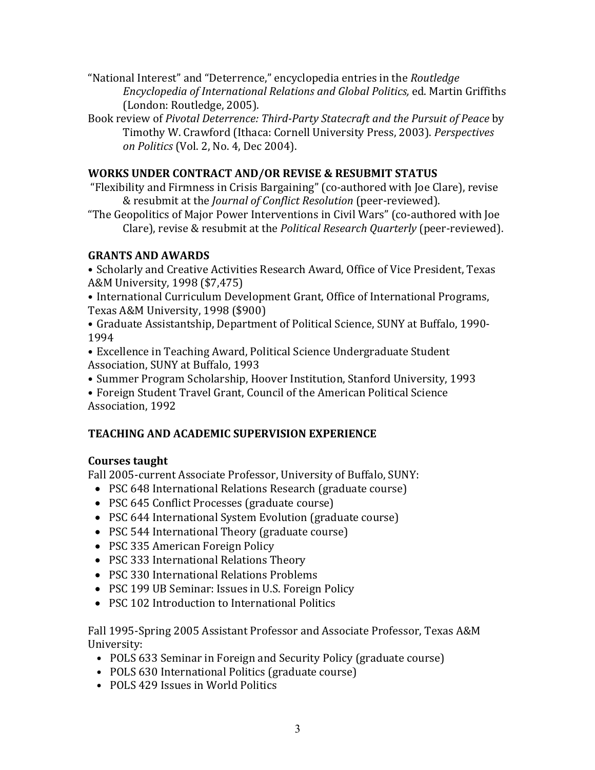"National Interest" and "Deterrence," encyclopedia entries in the *Routledge Encyclopedia of International Relations and Global Politics,* ed. Martin Griffiths (London: Routledge, 2005).

Book review of *Pivotal Deterrence: Third-Party Statecraft and the Pursuit of Peace* by Timothy W. Crawford (Ithaca: Cornell University Press, 2003). *Perspectives on Politics* (Vol. 2, No. 4, Dec 2004).

## WORKS UNDER CONTRACT AND/OR REVISE & RESUBMIT STATUS

"Flexibility and Firmness in Crisis Bargaining" (co-authored with Joe Clare), revise & resubmit at the *Journal of Conflict Resolution* (peer-reviewed).

"The Geopolitics of Major Power Interventions in Civil Wars" (co-authored with Joe Clare), revise & resubmit at the *Political Research Quarterly* (peer-reviewed).

## GRANTS AND AWARDS

- Scholarly and Creative Activities Research Award, Office of Vice President, Texas A&M University, 1998 ($7,475)
- International Curriculum Development Grant, Office of International Programs, Texas A&M University, 1998 ($900)
- Graduate Assistantship, Department of Political Science, SUNY at Buffalo, 1990-1994
- Excellence in Teaching Award, Political Science Undergraduate Student Association, SUNY at Buffalo, 1993
- Summer Program Scholarship, Hoover Institution, Stanford University, 1993
- Foreign Student Travel Grant, Council of the American Political Science Association, 1992

## TEACHING AND ACADEMIC SUPERVISION EXPERIENCE

### Courses taught

Fall 2005-current Associate Professor, University of Buffalo, SUNY:

- PSC 648 International Relations Research (graduate course)
- PSC 645 Conflict Processes (graduate course)
- PSC 644 International System Evolution (graduate course)
- PSC 544 International Theory (graduate course)
- PSC 335 American Foreign Policy
- PSC 333 International Relations Theory
- PSC 330 International Relations Problems
- PSC 199 UB Seminar: Issues in U.S. Foreign Policy
- PSC 102 Introduction to International Politics

Fall 1995-Spring 2005 Assistant Professor and Associate Professor, Texas A&M University:

- POLS 633 Seminar in Foreign and Security Policy (graduate course)
- POLS 630 International Politics (graduate course)
- POLS 429 Issues in World Politics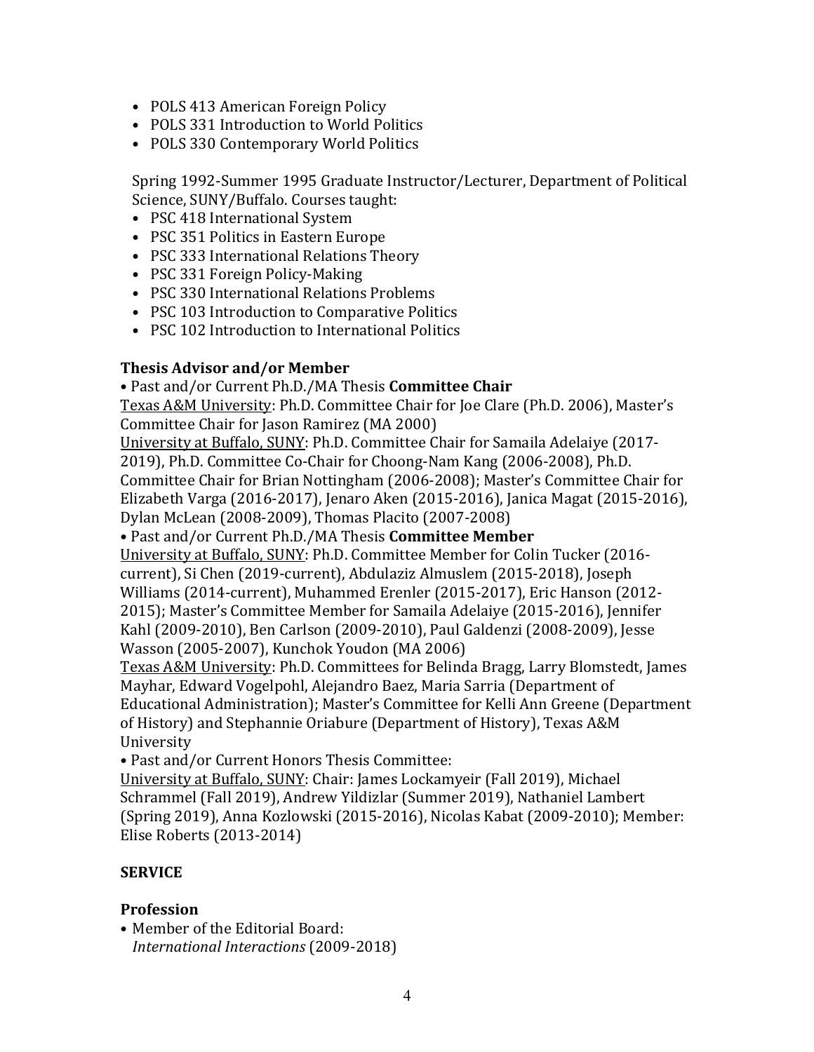- POLS 413 American Foreign Policy
- POLS 331 Introduction to World Politics
- POLS 330 Contemporary World Politics

Spring 1992-Summer 1995 Graduate Instructor/Lecturer, Department of Political Science, SUNY/Buffalo. Courses taught:

- PSC 418 International System
- PSC 351 Politics in Eastern Europe
- PSC 333 International Relations Theory
- PSC 331 Foreign Policy-Making
- PSC 330 International Relations Problems
- PSC 103 Introduction to Comparative Politics
- PSC 102 Introduction to International Politics

### Thesis Advisor and/or Member

• Past and/or Current Ph.D./MA Thesis **Committee Chair**

Texas A&M University: Ph.D. Committee Chair for Joe Clare (Ph.D. 2006), Master's Committee Chair for Jason Ramirez (MA 2000)

University at Buffalo, SUNY: Ph.D. Committee Chair for Samaila Adelaiye (2017-2019), Ph.D. Committee Co-Chair for Choong-Nam Kang (2006-2008), Ph.D. Committee Chair for Brian Nottingham (2006-2008); Master's Committee Chair for Elizabeth Varga (2016-2017), Jenaro Aken (2015-2016), Janica Magat (2015-2016), Dylan McLean (2008-2009), Thomas Placito (2007-2008)

• Past and/or Current Ph.D./MA Thesis **Committee Member**

University at Buffalo, SUNY: Ph.D. Committee Member for Colin Tucker (2016-current), Si Chen (2019-current), Abdulaziz Almuslem (2015-2018), Joseph Williams (2014-current), Muhammed Erenler (2015-2017), Eric Hanson (2012-2015); Master's Committee Member for Samaila Adelaiye (2015-2016), Jennifer Kahl (2009-2010), Ben Carlson (2009-2010), Paul Galdenzi (2008-2009), Jesse Wasson (2005-2007), Kunchok Youdon (MA 2006)

Texas A&M University: Ph.D. Committees for Belinda Bragg, Larry Blomstedt, James Mayhar, Edward Vogelpohl, Alejandro Baez, Maria Sarria (Department of Educational Administration); Master's Committee for Kelli Ann Greene (Department of History) and Stephannie Oriabure (Department of History), Texas A&M University

• Past and/or Current Honors Thesis Committee:

University at Buffalo, SUNY: Chair: James Lockamyeir (Fall 2019), Michael Schrammel (Fall 2019), Andrew Yildizlar (Summer 2019), Nathaniel Lambert (Spring 2019), Anna Kozlowski (2015-2016), Nicolas Kabat (2009-2010); Member: Elise Roberts (2013-2014)

## SERVICE

### Profession

- Member of the Editorial Board:
  *International Interactions* (2009-2018)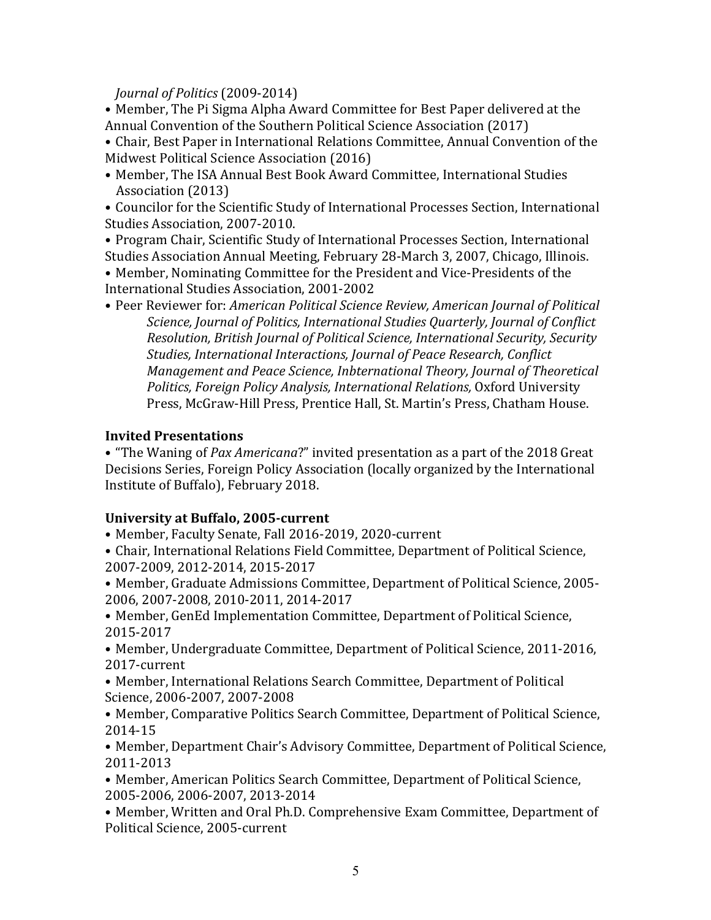*Journal of Politics* (2009-2014)

- Member, The Pi Sigma Alpha Award Committee for Best Paper delivered at the Annual Convention of the Southern Political Science Association (2017)
- Chair, Best Paper in International Relations Committee, Annual Convention of the Midwest Political Science Association (2016)
- Member, The ISA Annual Best Book Award Committee, International Studies Association (2013)
- Councilor for the Scientific Study of International Processes Section, International Studies Association, 2007-2010.
- Program Chair, Scientific Study of International Processes Section, International Studies Association Annual Meeting, February 28-March 3, 2007, Chicago, Illinois.
- Member, Nominating Committee for the President and Vice-Presidents of the International Studies Association, 2001-2002
- Peer Reviewer for: *American Political Science Review, American Journal of Political Science, Journal of Politics, International Studies Quarterly, Journal of Conflict Resolution, British Journal of Political Science, International Security, Security Studies, International Interactions, Journal of Peace Research, Conflict Management and Peace Science, Inbternational Theory, Journal of Theoretical Politics, Foreign Policy Analysis, International Relations,* Oxford University Press, McGraw-Hill Press, Prentice Hall, St. Martin's Press, Chatham House.

**Invited Presentations**

- "The Waning of *Pax Americana*?" invited presentation as a part of the 2018 Great Decisions Series, Foreign Policy Association (locally organized by the International Institute of Buffalo), February 2018.

**University at Buffalo, 2005-current**

- Member, Faculty Senate, Fall 2016-2019, 2020-current
- Chair, International Relations Field Committee, Department of Political Science, 2007-2009, 2012-2014, 2015-2017
- Member, Graduate Admissions Committee, Department of Political Science, 2005-2006, 2007-2008, 2010-2011, 2014-2017
- Member, GenEd Implementation Committee, Department of Political Science, 2015-2017
- Member, Undergraduate Committee, Department of Political Science, 2011-2016, 2017-current
- Member, International Relations Search Committee, Department of Political Science, 2006-2007, 2007-2008
- Member, Comparative Politics Search Committee, Department of Political Science, 2014-15
- Member, Department Chair's Advisory Committee, Department of Political Science, 2011-2013
- Member, American Politics Search Committee, Department of Political Science, 2005-2006, 2006-2007, 2013-2014
- Member, Written and Oral Ph.D. Comprehensive Exam Committee, Department of Political Science, 2005-current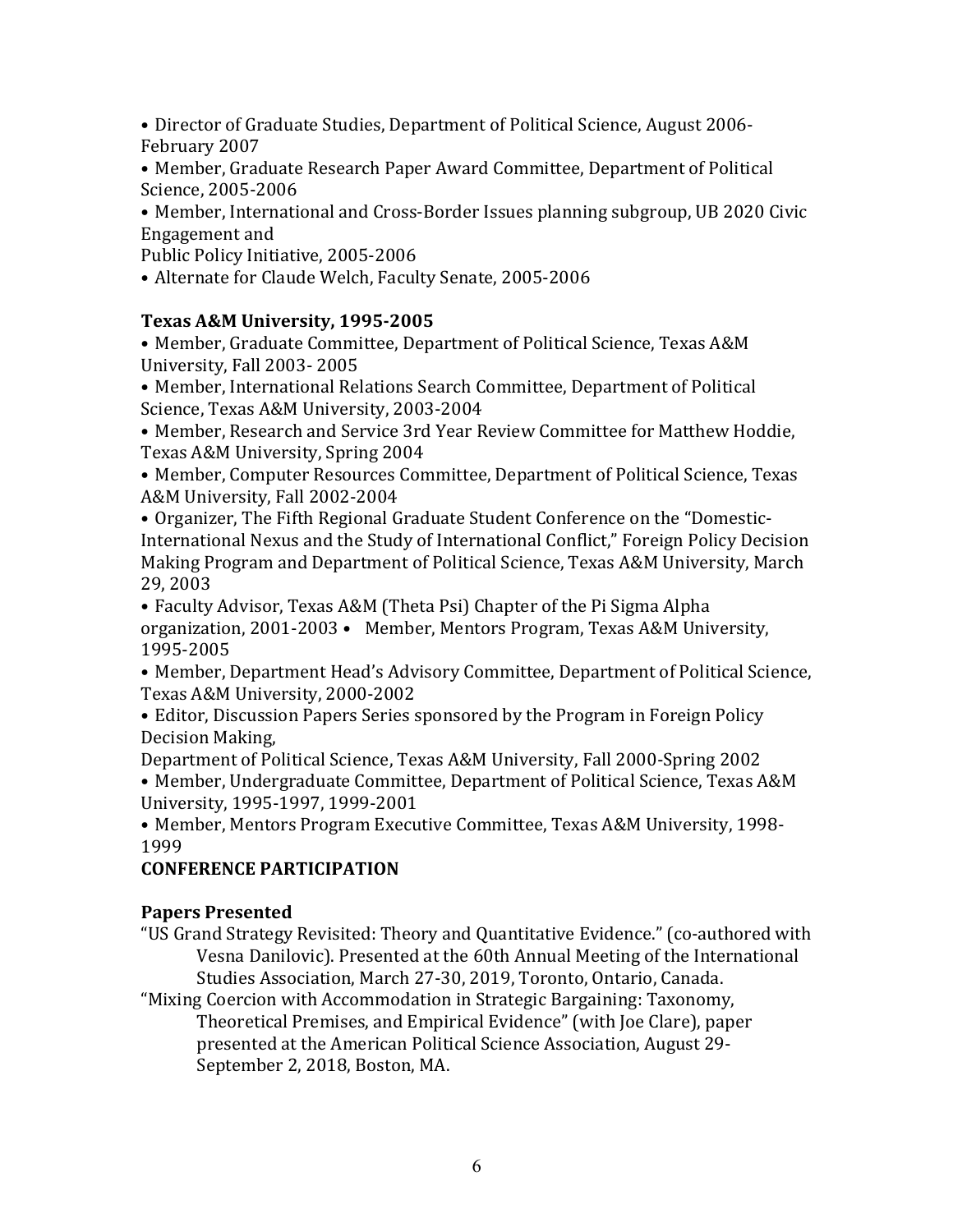- Director of Graduate Studies, Department of Political Science, August 2006-February 2007
- Member, Graduate Research Paper Award Committee, Department of Political Science, 2005-2006
- Member, International and Cross-Border Issues planning subgroup, UB 2020 Civic Engagement and Public Policy Initiative, 2005-2006
- Alternate for Claude Welch, Faculty Senate, 2005-2006

**Texas A&M University, 1995-2005**

- Member, Graduate Committee, Department of Political Science, Texas A&M University, Fall 2003- 2005
- Member, International Relations Search Committee, Department of Political Science, Texas A&M University, 2003-2004
- Member, Research and Service 3rd Year Review Committee for Matthew Hoddie, Texas A&M University, Spring 2004
- Member, Computer Resources Committee, Department of Political Science, Texas A&M University, Fall 2002-2004
- Organizer, The Fifth Regional Graduate Student Conference on the "Domestic-International Nexus and the Study of International Conflict," Foreign Policy Decision Making Program and Department of Political Science, Texas A&M University, March 29, 2003
- Faculty Advisor, Texas A&M (Theta Psi) Chapter of the Pi Sigma Alpha organization, 2001-2003
- Member, Mentors Program, Texas A&M University, 1995-2005
- Member, Department Head's Advisory Committee, Department of Political Science, Texas A&M University, 2000-2002
- Editor, Discussion Papers Series sponsored by the Program in Foreign Policy Decision Making, Department of Political Science, Texas A&M University, Fall 2000-Spring 2002
- Member, Undergraduate Committee, Department of Political Science, Texas A&M University, 1995-1997, 1999-2001
- Member, Mentors Program Executive Committee, Texas A&M University, 1998-1999

## CONFERENCE PARTICIPATION

### Papers Presented

"US Grand Strategy Revisited: Theory and Quantitative Evidence." (co-authored with Vesna Danilovic). Presented at the 60th Annual Meeting of the International Studies Association, March 27-30, 2019, Toronto, Ontario, Canada.

"Mixing Coercion with Accommodation in Strategic Bargaining: Taxonomy, Theoretical Premises, and Empirical Evidence" (with Joe Clare), paper presented at the American Political Science Association, August 29-September 2, 2018, Boston, MA.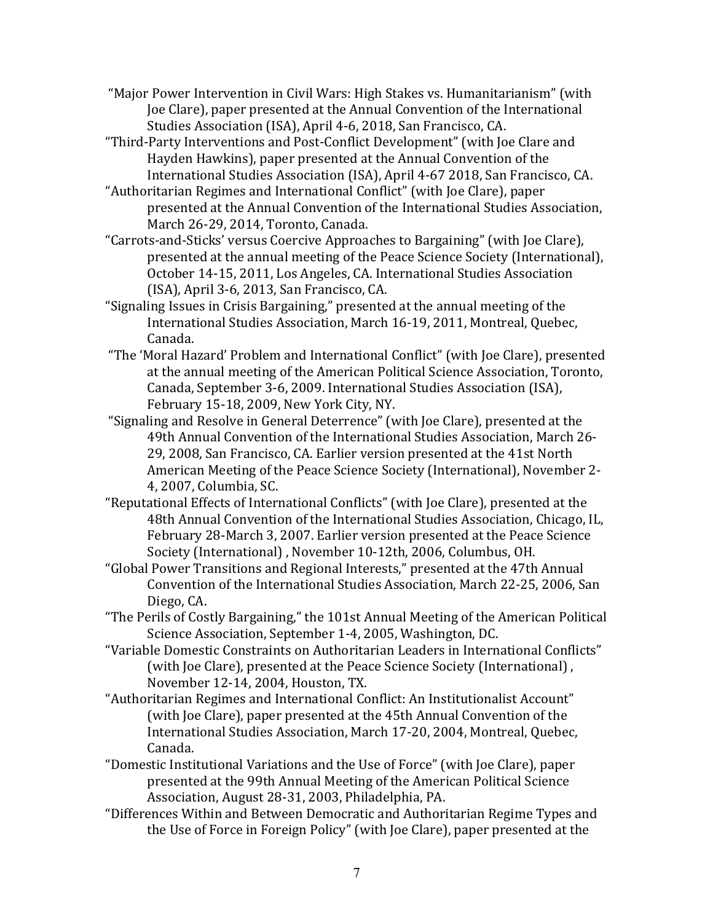"Major Power Intervention in Civil Wars: High Stakes vs. Humanitarianism" (with Joe Clare), paper presented at the Annual Convention of the International Studies Association (ISA), April 4-6, 2018, San Francisco, CA.

"Third-Party Interventions and Post-Conflict Development" (with Joe Clare and Hayden Hawkins), paper presented at the Annual Convention of the International Studies Association (ISA), April 4-67 2018, San Francisco, CA.

"Authoritarian Regimes and International Conflict" (with Joe Clare), paper presented at the Annual Convention of the International Studies Association, March 26-29, 2014, Toronto, Canada.

"Carrots-and-Sticks' versus Coercive Approaches to Bargaining" (with Joe Clare), presented at the annual meeting of the Peace Science Society (International), October 14-15, 2011, Los Angeles, CA. International Studies Association (ISA), April 3-6, 2013, San Francisco, CA.

"Signaling Issues in Crisis Bargaining," presented at the annual meeting of the International Studies Association, March 16-19, 2011, Montreal, Quebec, Canada.

"The 'Moral Hazard' Problem and International Conflict" (with Joe Clare), presented at the annual meeting of the American Political Science Association, Toronto, Canada, September 3-6, 2009. International Studies Association (ISA), February 15-18, 2009, New York City, NY.

"Signaling and Resolve in General Deterrence" (with Joe Clare), presented at the 49th Annual Convention of the International Studies Association, March 26-29, 2008, San Francisco, CA. Earlier version presented at the 41st North American Meeting of the Peace Science Society (International), November 2-4, 2007, Columbia, SC.

"Reputational Effects of International Conflicts" (with Joe Clare), presented at the 48th Annual Convention of the International Studies Association, Chicago, IL, February 28-March 3, 2007. Earlier version presented at the Peace Science Society (International) , November 10-12th, 2006, Columbus, OH.

"Global Power Transitions and Regional Interests," presented at the 47th Annual Convention of the International Studies Association, March 22-25, 2006, San Diego, CA.

"The Perils of Costly Bargaining," the 101st Annual Meeting of the American Political Science Association, September 1-4, 2005, Washington, DC.

"Variable Domestic Constraints on Authoritarian Leaders in International Conflicts" (with Joe Clare), presented at the Peace Science Society (International) , November 12-14, 2004, Houston, TX.

"Authoritarian Regimes and International Conflict: An Institutionalist Account" (with Joe Clare), paper presented at the 45th Annual Convention of the International Studies Association, March 17-20, 2004, Montreal, Quebec, Canada.

"Domestic Institutional Variations and the Use of Force" (with Joe Clare), paper presented at the 99th Annual Meeting of the American Political Science Association, August 28-31, 2003, Philadelphia, PA.

"Differences Within and Between Democratic and Authoritarian Regime Types and the Use of Force in Foreign Policy" (with Joe Clare), paper presented at the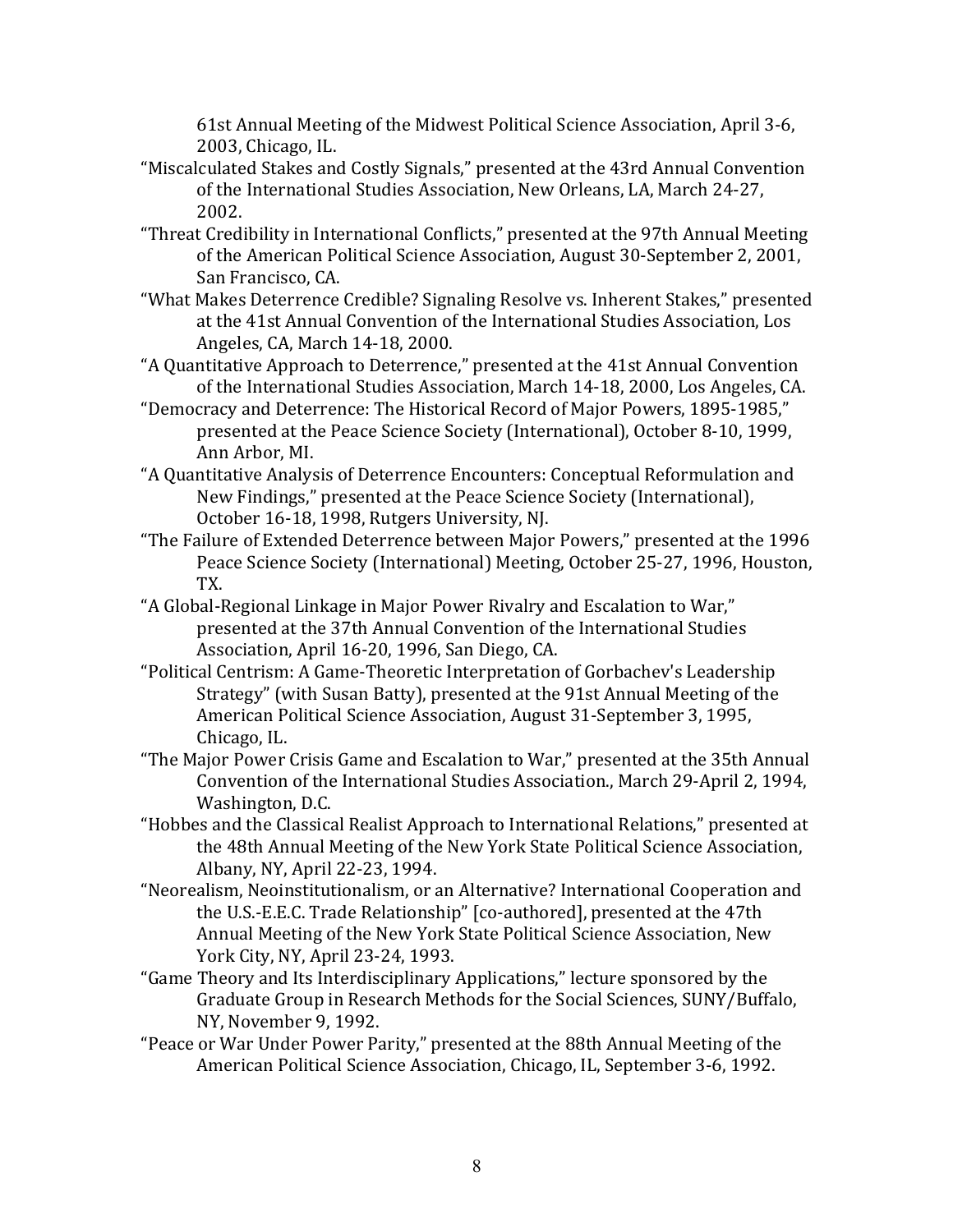61st Annual Meeting of the Midwest Political Science Association, April 3-6, 2003, Chicago, IL.

“Miscalculated Stakes and Costly Signals,” presented at the 43rd Annual Convention of the International Studies Association, New Orleans, LA, March 24-27, 2002.

“Threat Credibility in International Conflicts,” presented at the 97th Annual Meeting of the American Political Science Association, August 30-September 2, 2001, San Francisco, CA.

“What Makes Deterrence Credible? Signaling Resolve vs. Inherent Stakes,” presented at the 41st Annual Convention of the International Studies Association, Los Angeles, CA, March 14-18, 2000.

“A Quantitative Approach to Deterrence,” presented at the 41st Annual Convention of the International Studies Association, March 14-18, 2000, Los Angeles, CA.

“Democracy and Deterrence: The Historical Record of Major Powers, 1895-1985,” presented at the Peace Science Society (International), October 8-10, 1999, Ann Arbor, MI.

“A Quantitative Analysis of Deterrence Encounters: Conceptual Reformulation and New Findings,” presented at the Peace Science Society (International), October 16-18, 1998, Rutgers University, NJ.

“The Failure of Extended Deterrence between Major Powers,” presented at the 1996 Peace Science Society (International) Meeting, October 25-27, 1996, Houston, TX.

“A Global-Regional Linkage in Major Power Rivalry and Escalation to War,” presented at the 37th Annual Convention of the International Studies Association, April 16-20, 1996, San Diego, CA.

“Political Centrism: A Game-Theoretic Interpretation of Gorbachev's Leadership Strategy” (with Susan Batty), presented at the 91st Annual Meeting of the American Political Science Association, August 31-September 3, 1995, Chicago, IL.

“The Major Power Crisis Game and Escalation to War,” presented at the 35th Annual Convention of the International Studies Association., March 29-April 2, 1994, Washington, D.C.

“Hobbes and the Classical Realist Approach to International Relations,” presented at the 48th Annual Meeting of the New York State Political Science Association, Albany, NY, April 22-23, 1994.

“Neorealism, Neoinstitutionalism, or an Alternative? International Cooperation and the U.S.-E.E.C. Trade Relationship” [co-authored], presented at the 47th Annual Meeting of the New York State Political Science Association, New York City, NY, April 23-24, 1993.

“Game Theory and Its Interdisciplinary Applications,” lecture sponsored by the Graduate Group in Research Methods for the Social Sciences, SUNY/Buffalo, NY, November 9, 1992.

“Peace or War Under Power Parity,” presented at the 88th Annual Meeting of the American Political Science Association, Chicago, IL, September 3-6, 1992.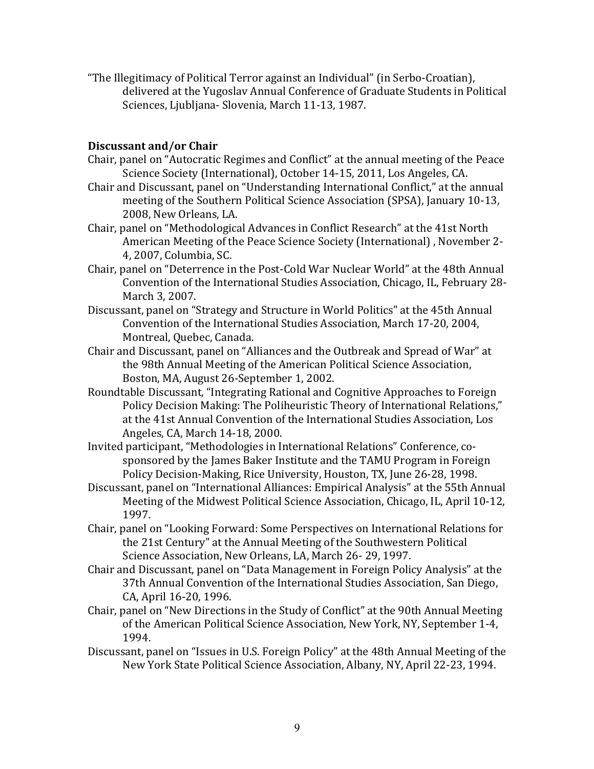"The Illegitimacy of Political Terror against an Individual" (in Serbo-Croatian), delivered at the Yugoslav Annual Conference of Graduate Students in Political Sciences, Ljubljana- Slovenia, March 11-13, 1987.

**Discussant and/or Chair**

Chair, panel on "Autocratic Regimes and Conflict" at the annual meeting of the Peace Science Society (International), October 14-15, 2011, Los Angeles, CA.

Chair and Discussant, panel on "Understanding International Conflict," at the annual meeting of the Southern Political Science Association (SPSA), January 10-13, 2008, New Orleans, LA.

Chair, panel on "Methodological Advances in Conflict Research" at the 41st North American Meeting of the Peace Science Society (International) , November 2-4, 2007, Columbia, SC.

Chair, panel on "Deterrence in the Post-Cold War Nuclear World" at the 48th Annual Convention of the International Studies Association, Chicago, IL, February 28-March 3, 2007.

Discussant, panel on "Strategy and Structure in World Politics" at the 45th Annual Convention of the International Studies Association, March 17-20, 2004, Montreal, Quebec, Canada.

Chair and Discussant, panel on "Alliances and the Outbreak and Spread of War" at the 98th Annual Meeting of the American Political Science Association, Boston, MA, August 26-September 1, 2002.

Roundtable Discussant, "Integrating Rational and Cognitive Approaches to Foreign Policy Decision Making: The Poliheuristic Theory of International Relations," at the 41st Annual Convention of the International Studies Association, Los Angeles, CA, March 14-18, 2000.

Invited participant, "Methodologies in International Relations" Conference, co-sponsored by the James Baker Institute and the TAMU Program in Foreign Policy Decision-Making, Rice University, Houston, TX, June 26-28, 1998.

Discussant, panel on "International Alliances: Empirical Analysis" at the 55th Annual Meeting of the Midwest Political Science Association, Chicago, IL, April 10-12, 1997.

Chair, panel on "Looking Forward: Some Perspectives on International Relations for the 21st Century" at the Annual Meeting of the Southwestern Political Science Association, New Orleans, LA, March 26- 29, 1997.

Chair and Discussant, panel on "Data Management in Foreign Policy Analysis" at the 37th Annual Convention of the International Studies Association, San Diego, CA, April 16-20, 1996.

Chair, panel on "New Directions in the Study of Conflict" at the 90th Annual Meeting of the American Political Science Association, New York, NY, September 1-4, 1994.

Discussant, panel on "Issues in U.S. Foreign Policy" at the 48th Annual Meeting of the New York State Political Science Association, Albany, NY, April 22-23, 1994.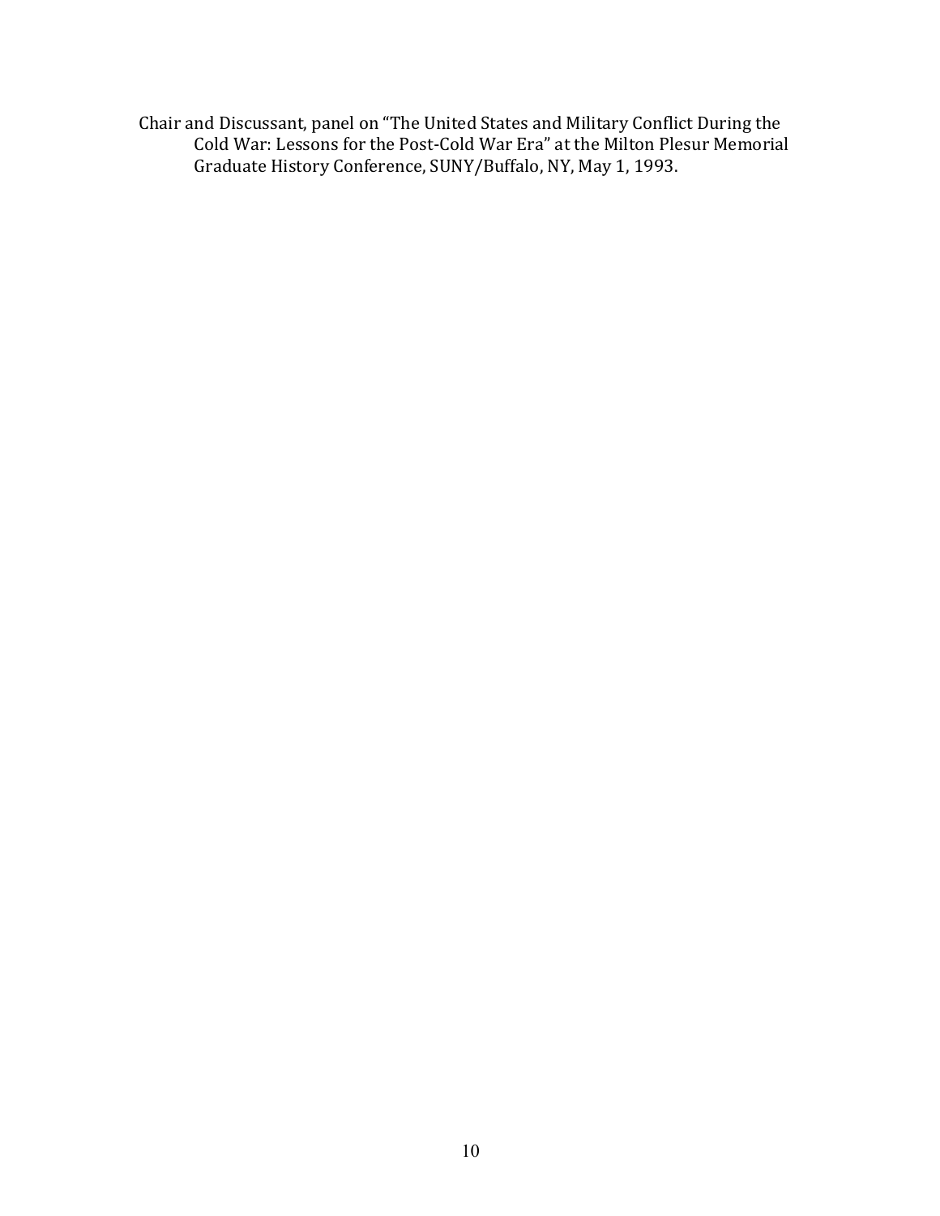Chair and Discussant, panel on "The United States and Military Conflict During the Cold War: Lessons for the Post-Cold War Era" at the Milton Plesur Memorial Graduate History Conference, SUNY/Buffalo, NY, May 1, 1993.